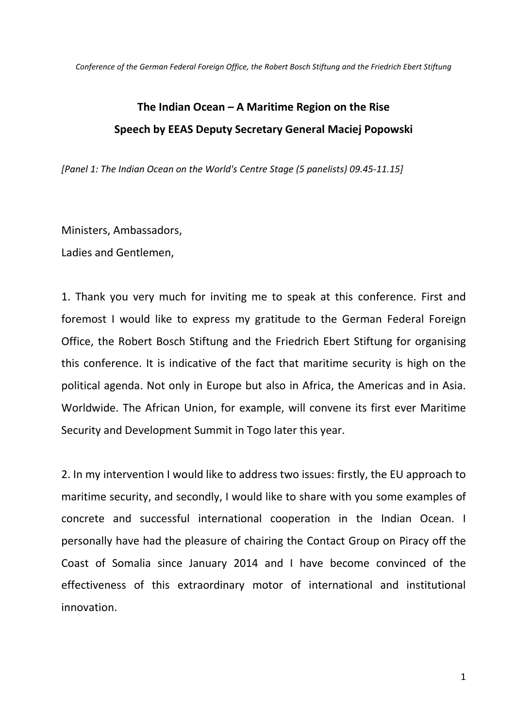*Conference of the German Federal Foreign Office, the Robert Bosch Stiftung and the Friedrich Ebert Stiftung*

# The Indian Ocean – A Maritime Region on the Rise

## Speech by EEAS Deputy Secretary General Maciej Popowski

*[Panel 1: The Indian Ocean on the World's Centre Stage (5 panelists) 09.45-11.15]*

Ministers, Ambassadors,
Ladies and Gentlemen,

1. Thank you very much for inviting me to speak at this conference. First and foremost I would like to express my gratitude to the German Federal Foreign Office, the Robert Bosch Stiftung and the Friedrich Ebert Stiftung for organising this conference. It is indicative of the fact that maritime security is high on the political agenda. Not only in Europe but also in Africa, the Americas and in Asia. Worldwide. The African Union, for example, will convene its first ever Maritime Security and Development Summit in Togo later this year.

2. In my intervention I would like to address two issues: firstly, the EU approach to maritime security, and secondly, I would like to share with you some examples of concrete and successful international cooperation in the Indian Ocean. I personally have had the pleasure of chairing the Contact Group on Piracy off the Coast of Somalia since January 2014 and I have become convinced of the effectiveness of this extraordinary motor of international and institutional innovation.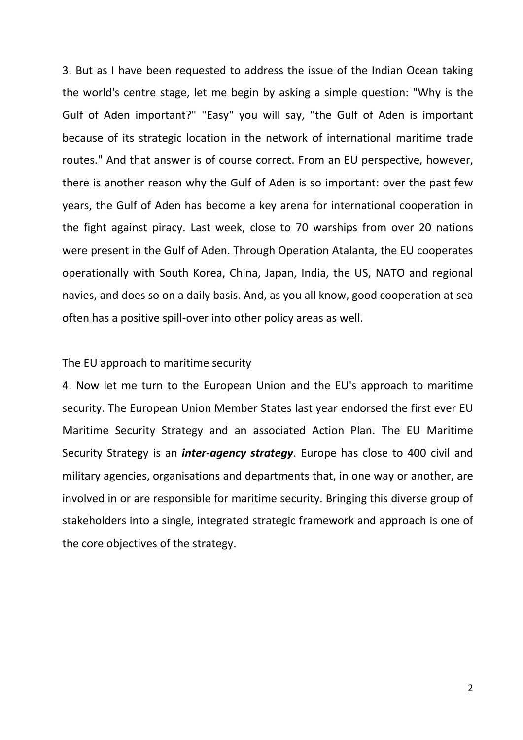3. But as I have been requested to address the issue of the Indian Ocean taking the world's centre stage, let me begin by asking a simple question: "Why is the Gulf of Aden important?" "Easy" you will say, "the Gulf of Aden is important because of its strategic location in the network of international maritime trade routes." And that answer is of course correct. From an EU perspective, however, there is another reason why the Gulf of Aden is so important: over the past few years, the Gulf of Aden has become a key arena for international cooperation in the fight against piracy. Last week, close to 70 warships from over 20 nations were present in the Gulf of Aden. Through Operation Atalanta, the EU cooperates operationally with South Korea, China, Japan, India, the US, NATO and regional navies, and does so on a daily basis. And, as you all know, good cooperation at sea often has a positive spill-over into other policy areas as well.

<u>The EU approach to maritime security</u>

4. Now let me turn to the European Union and the EU's approach to maritime security. The European Union Member States last year endorsed the first ever EU Maritime Security Strategy and an associated Action Plan. The EU Maritime Security Strategy is an ***inter-agency strategy***. Europe has close to 400 civil and military agencies, organisations and departments that, in one way or another, are involved in or are responsible for maritime security. Bringing this diverse group of stakeholders into a single, integrated strategic framework and approach is one of the core objectives of the strategy.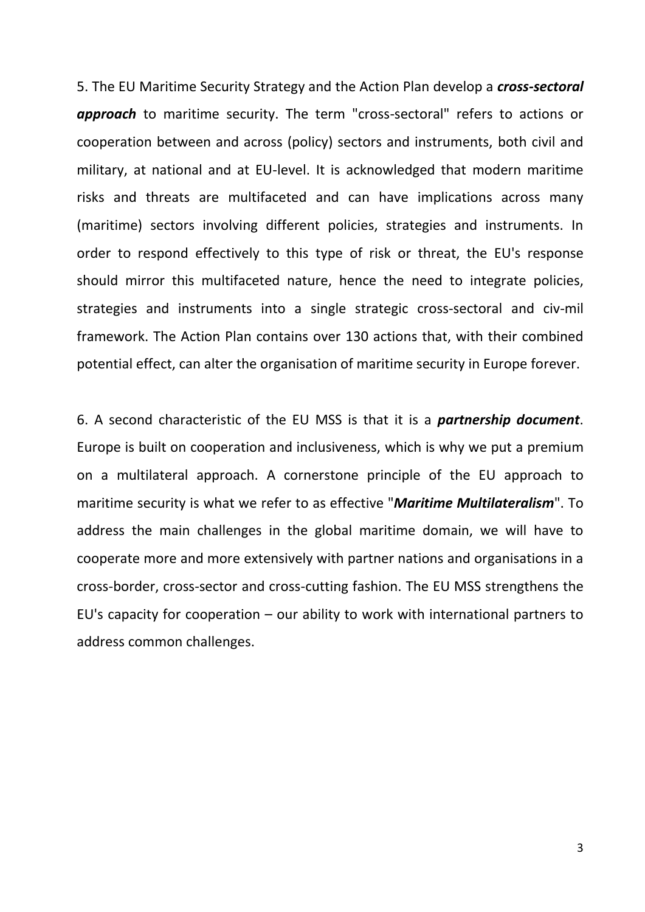5. The EU Maritime Security Strategy and the Action Plan develop a ***cross-sectoral approach*** to maritime security. The term "cross-sectoral" refers to actions or cooperation between and across (policy) sectors and instruments, both civil and military, at national and at EU-level. It is acknowledged that modern maritime risks and threats are multifaceted and can have implications across many (maritime) sectors involving different policies, strategies and instruments. In order to respond effectively to this type of risk or threat, the EU's response should mirror this multifaceted nature, hence the need to integrate policies, strategies and instruments into a single strategic cross-sectoral and civ-mil framework. The Action Plan contains over 130 actions that, with their combined potential effect, can alter the organisation of maritime security in Europe forever.

6. A second characteristic of the EU MSS is that it is a ***partnership document***. Europe is built on cooperation and inclusiveness, which is why we put a premium on a multilateral approach. A cornerstone principle of the EU approach to maritime security is what we refer to as effective "***Maritime Multilateralism***". To address the main challenges in the global maritime domain, we will have to cooperate more and more extensively with partner nations and organisations in a cross-border, cross-sector and cross-cutting fashion. The EU MSS strengthens the EU's capacity for cooperation – our ability to work with international partners to address common challenges.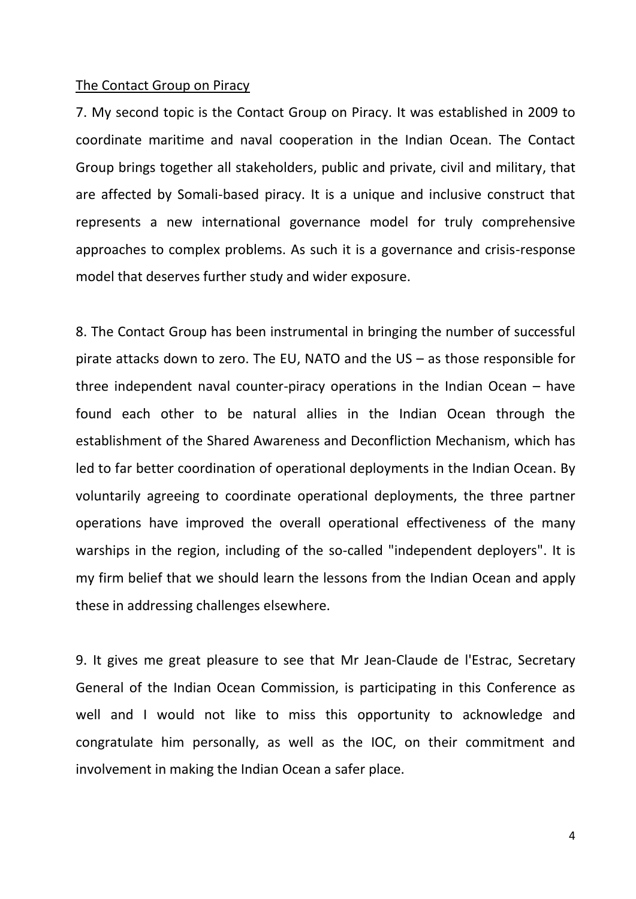<u>The Contact Group on Piracy</u>

7. My second topic is the Contact Group on Piracy. It was established in 2009 to coordinate maritime and naval cooperation in the Indian Ocean. The Contact Group brings together all stakeholders, public and private, civil and military, that are affected by Somali-based piracy. It is a unique and inclusive construct that represents a new international governance model for truly comprehensive approaches to complex problems. As such it is a governance and crisis-response model that deserves further study and wider exposure.

8. The Contact Group has been instrumental in bringing the number of successful pirate attacks down to zero. The EU, NATO and the US – as those responsible for three independent naval counter-piracy operations in the Indian Ocean – have found each other to be natural allies in the Indian Ocean through the establishment of the Shared Awareness and Deconfliction Mechanism, which has led to far better coordination of operational deployments in the Indian Ocean. By voluntarily agreeing to coordinate operational deployments, the three partner operations have improved the overall operational effectiveness of the many warships in the region, including of the so-called "independent deployers". It is my firm belief that we should learn the lessons from the Indian Ocean and apply these in addressing challenges elsewhere.

9. It gives me great pleasure to see that Mr Jean-Claude de l'Estrac, Secretary General of the Indian Ocean Commission, is participating in this Conference as well and I would not like to miss this opportunity to acknowledge and congratulate him personally, as well as the IOC, on their commitment and involvement in making the Indian Ocean a safer place.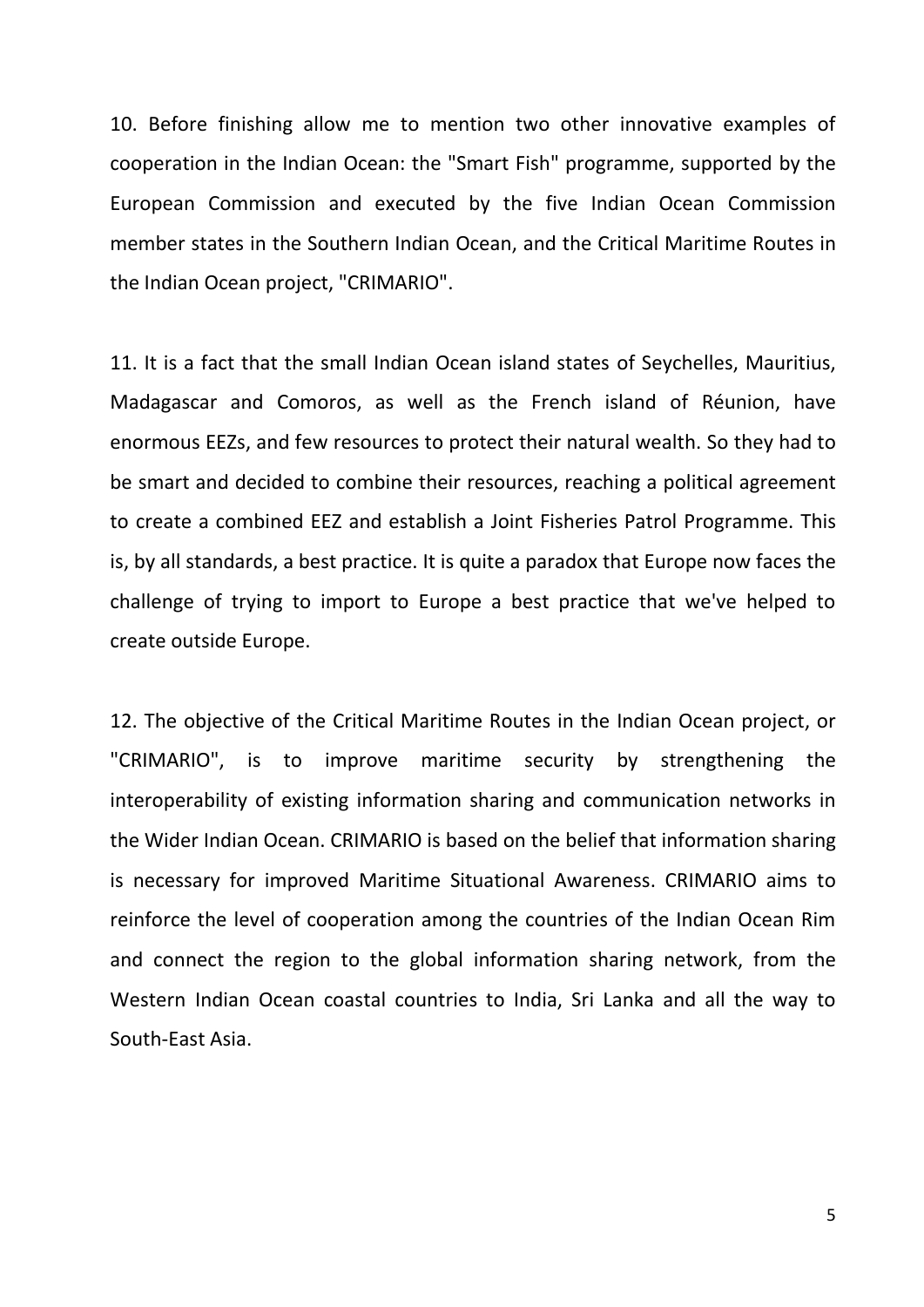10. Before finishing allow me to mention two other innovative examples of cooperation in the Indian Ocean: the "Smart Fish" programme, supported by the European Commission and executed by the five Indian Ocean Commission member states in the Southern Indian Ocean, and the Critical Maritime Routes in the Indian Ocean project, "CRIMARIO".

11. It is a fact that the small Indian Ocean island states of Seychelles, Mauritius, Madagascar and Comoros, as well as the French island of Réunion, have enormous EEZs, and few resources to protect their natural wealth. So they had to be smart and decided to combine their resources, reaching a political agreement to create a combined EEZ and establish a Joint Fisheries Patrol Programme. This is, by all standards, a best practice. It is quite a paradox that Europe now faces the challenge of trying to import to Europe a best practice that we've helped to create outside Europe.

12. The objective of the Critical Maritime Routes in the Indian Ocean project, or "CRIMARIO", is to improve maritime security by strengthening the interoperability of existing information sharing and communication networks in the Wider Indian Ocean. CRIMARIO is based on the belief that information sharing is necessary for improved Maritime Situational Awareness. CRIMARIO aims to reinforce the level of cooperation among the countries of the Indian Ocean Rim and connect the region to the global information sharing network, from the Western Indian Ocean coastal countries to India, Sri Lanka and all the way to South-East Asia.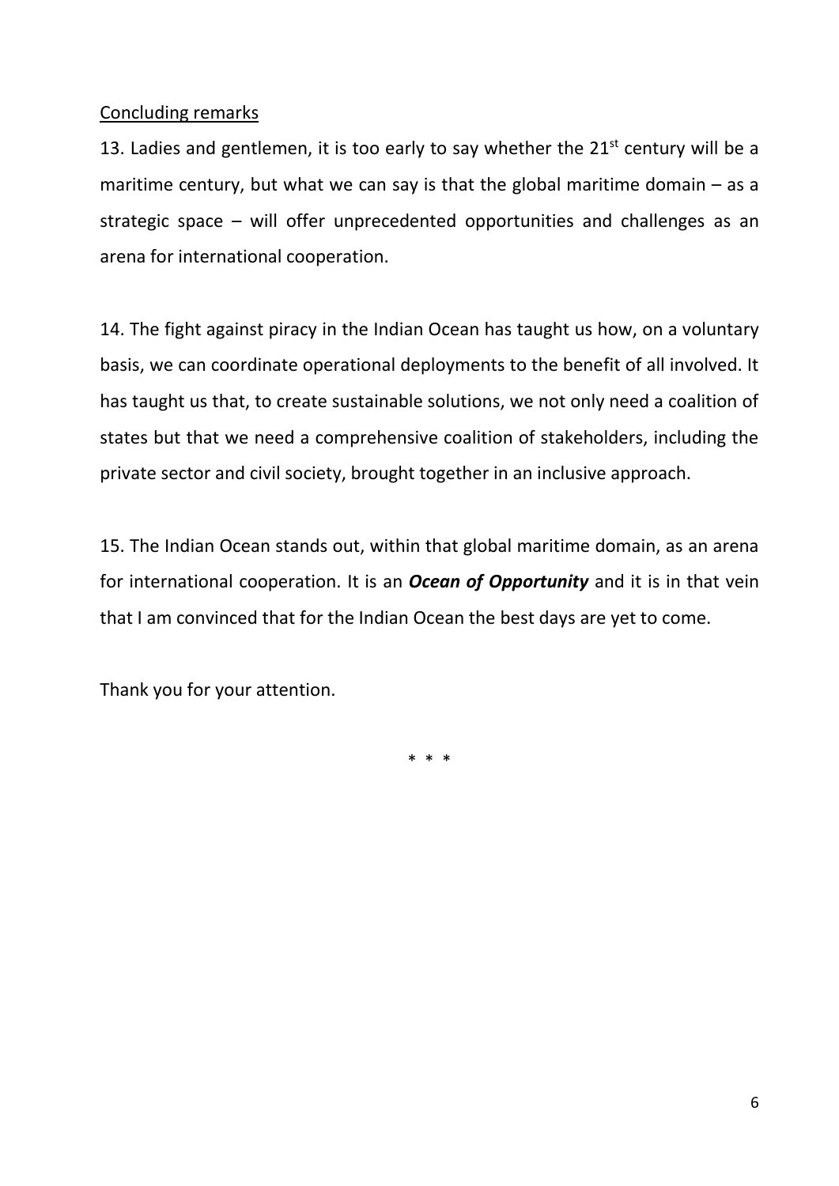Concluding remarks

13. Ladies and gentlemen, it is too early to say whether the 21st century will be a maritime century, but what we can say is that the global maritime domain – as a strategic space – will offer unprecedented opportunities and challenges as an arena for international cooperation.

14. The fight against piracy in the Indian Ocean has taught us how, on a voluntary basis, we can coordinate operational deployments to the benefit of all involved. It has taught us that, to create sustainable solutions, we not only need a coalition of states but that we need a comprehensive coalition of stakeholders, including the private sector and civil society, brought together in an inclusive approach.

15. The Indian Ocean stands out, within that global maritime domain, as an arena for international cooperation. It is an ***Ocean of Opportunity*** and it is in that vein that I am convinced that for the Indian Ocean the best days are yet to come.

Thank you for your attention.

* * *